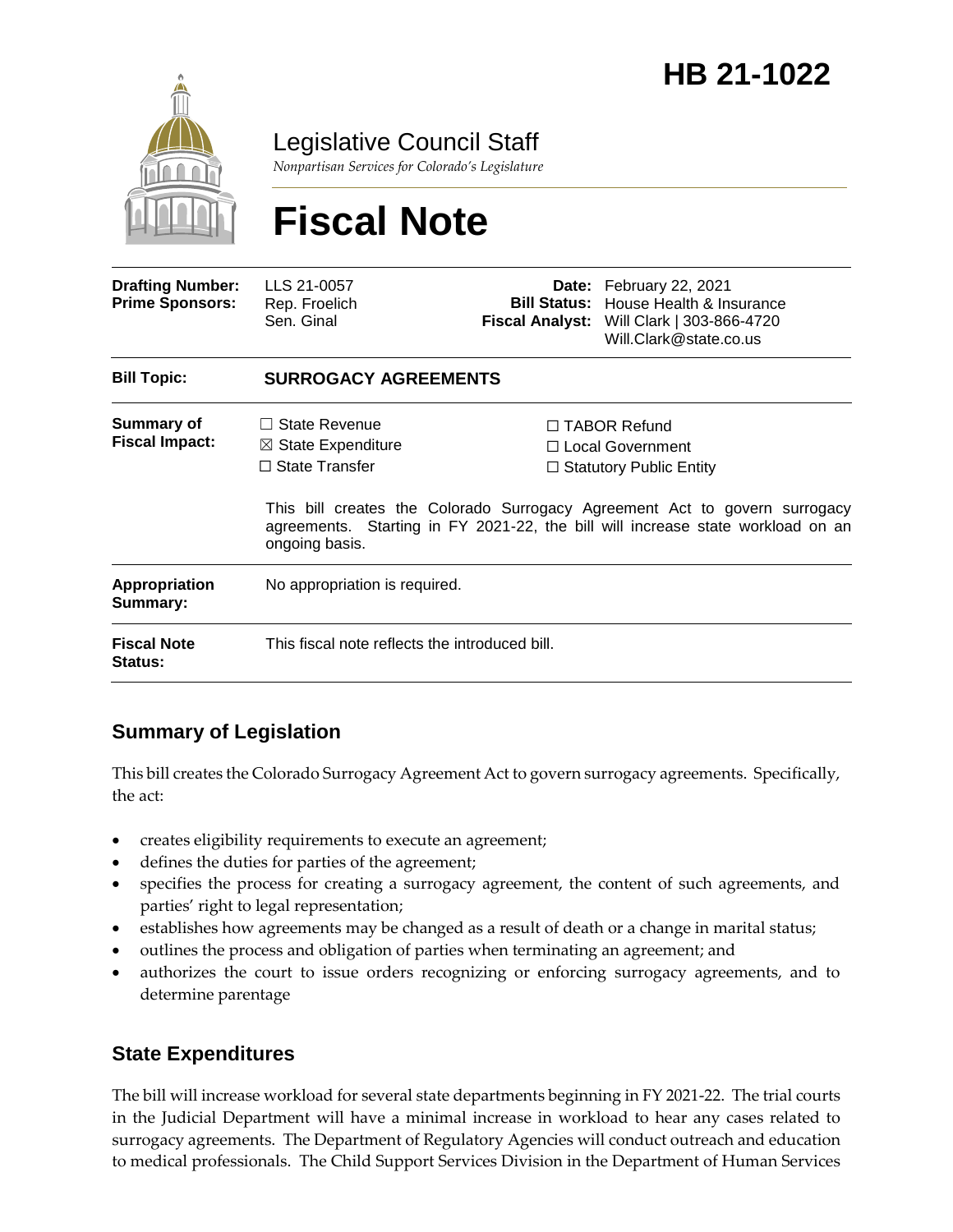# HB 21-1022

Legislative Council Staff

*Nonpartisan Services for Colorado's Legislature*

# Fiscal Note

| | | | |
|---|---|---|---|
| **Drafting Number:** | LLS 21-0057 | **Date:** | February 22, 2021 |
| **Prime Sponsors:** | Rep. Froelich<br>Sen. Ginal | **Bill Status:** | House Health & Insurance |
| | | **Fiscal Analyst:** | Will Clark \| 303-866-4720<br>Will.Clark@state.co.us |

| | |
|---|---|
| **Bill Topic:** | **SURROGACY AGREEMENTS** |
| **Summary of Fiscal Impact:** | ☐ State Revenue ☐ TABOR Refund<br>☒ State Expenditure ☐ Local Government<br>☐ State Transfer ☐ Statutory Public Entity<br><br>This bill creates the Colorado Surrogacy Agreement Act to govern surrogacy agreements. Starting in FY 2021-22, the bill will increase state workload on an ongoing basis. |
| **Appropriation Summary:** | No appropriation is required. |
| **Fiscal Note Status:** | This fiscal note reflects the introduced bill. |

## Summary of Legislation

This bill creates the Colorado Surrogacy Agreement Act to govern surrogacy agreements. Specifically, the act:

- creates eligibility requirements to execute an agreement;
- defines the duties for parties of the agreement;
- specifies the process for creating a surrogacy agreement, the content of such agreements, and parties' right to legal representation;
- establishes how agreements may be changed as a result of death or a change in marital status;
- outlines the process and obligation of parties when terminating an agreement; and
- authorizes the court to issue orders recognizing or enforcing surrogacy agreements, and to determine parentage

## State Expenditures

The bill will increase workload for several state departments beginning in FY 2021-22. The trial courts in the Judicial Department will have a minimal increase in workload to hear any cases related to surrogacy agreements. The Department of Regulatory Agencies will conduct outreach and education to medical professionals. The Child Support Services Division in the Department of Human Services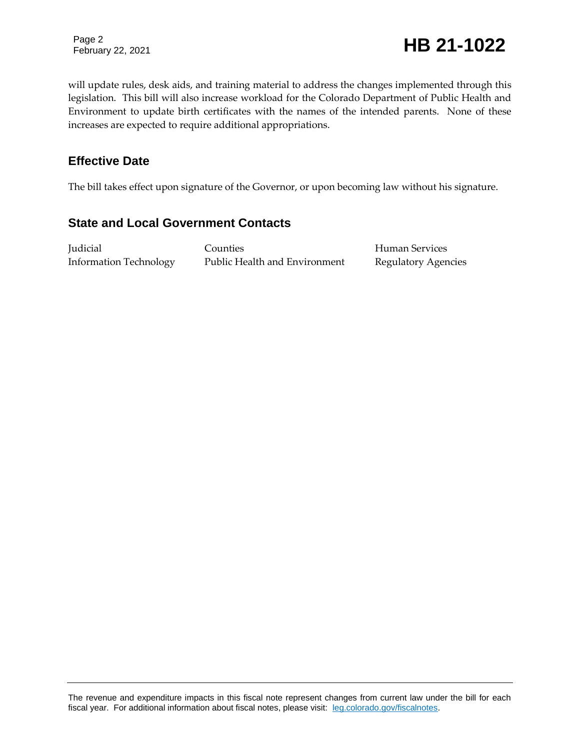will update rules, desk aids, and training material to address the changes implemented through this legislation. This bill will also increase workload for the Colorado Department of Public Health and Environment to update birth certificates with the names of the intended parents. None of these increases are expected to require additional appropriations.

## Effective Date

The bill takes effect upon signature of the Governor, or upon becoming law without his signature.

## State and Local Government Contacts

| | | |
|---|---|---|
| Judicial | Counties | Human Services |
| Information Technology | Public Health and Environment | Regulatory Agencies |

The revenue and expenditure impacts in this fiscal note represent changes from current law under the bill for each fiscal year. For additional information about fiscal notes, please visit: leg.colorado.gov/fiscalnotes.